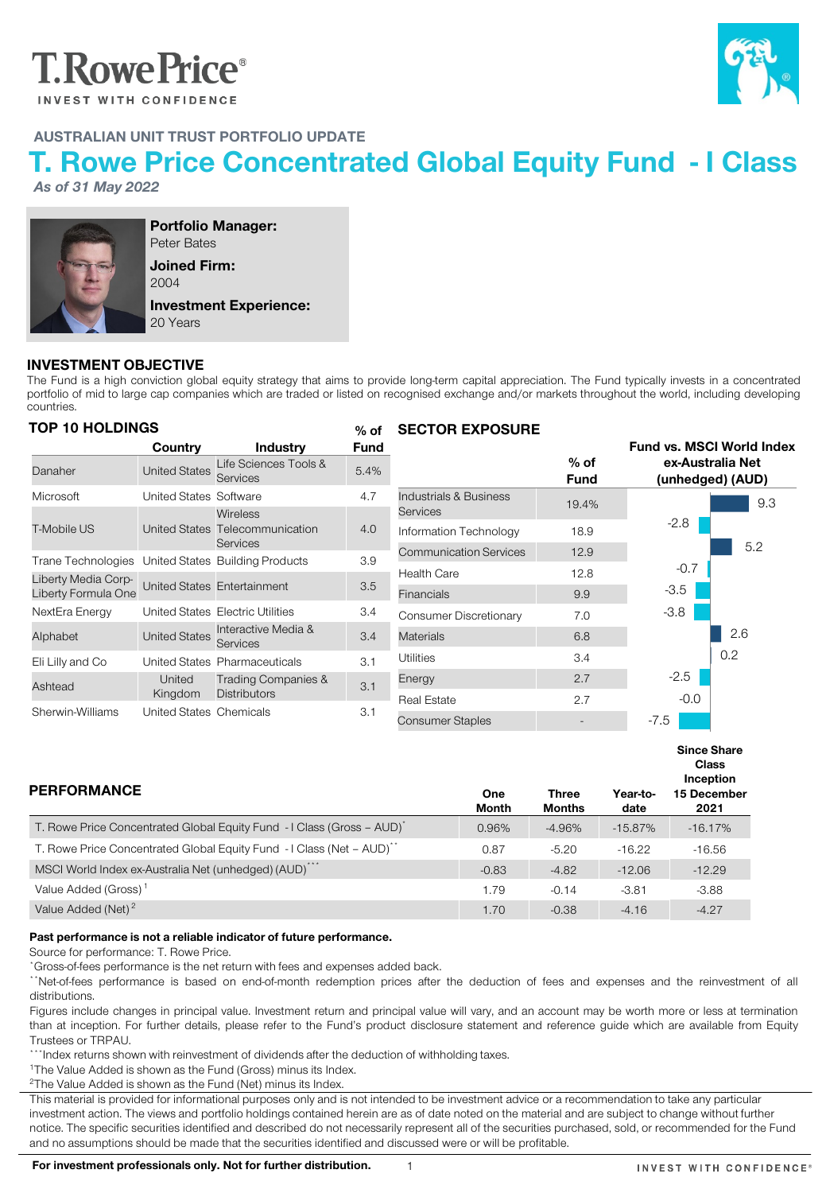AUSTRALIAN UNIT TRUST PORTFOLIO UPDATE

# T. Rowe Price Concentrated Global Equity Fund - I Class

*As of 31 May 2022*

**Portfolio Manager:**
Peter Bates

**Joined Firm:**
2004

**Investment Experience:**
20 Years

## INVESTMENT OBJECTIVE

The Fund is a high conviction global equity strategy that aims to provide long-term capital appreciation. The Fund typically invests in a concentrated portfolio of mid to large cap companies which are traded or listed on recognised exchange and/or markets throughout the world, including developing countries.

## TOP 10 HOLDINGS

| | Country | Industry | % of Fund |
|---|---|---|---|
| Danaher | United States | Life Sciences Tools & Services | 5.4% |
| Microsoft | United States | Software | 4.7 |
| T-Mobile US | United States | Wireless Telecommunication Services | 4.0 |
| Trane Technologies | United States | Building Products | 3.9 |
| Liberty Media Corp-Liberty Formula One | United States | Entertainment | 3.5 |
| NextEra Energy | United States | Electric Utilities | 3.4 |
| Alphabet | United States | Interactive Media & Services | 3.4 |
| Eli Lilly and Co | United States | Pharmaceuticals | 3.1 |
| Ashtead | United Kingdom | Trading Companies & Distributors | 3.1 |
| Sherwin-Williams | United States | Chemicals | 3.1 |

## SECTOR EXPOSURE

| | % of Fund | Fund vs. MSCI World Index ex-Australia Net (unhedged) (AUD) |
|---|---|---|
| Industrials & Business Services | 19.4% | 9.3 |
| Information Technology | 18.9 | -2.8 |
| Communication Services | 12.9 | 5.2 |
| Health Care | 12.8 | -0.7 |
| Financials | 9.9 | -3.5 |
| Consumer Discretionary | 7.0 | -3.8 |
| Materials | 6.8 | 2.6 |
| Utilities | 3.4 | 0.2 |
| Energy | 2.7 | -2.5 |
| Real Estate | 2.7 | -0.0 |
| Consumer Staples | - | -7.5 |

## PERFORMANCE

| | One Month | Three Months | Year-to-date | Since Share Class Inception 15 December 2021 |
|---|---|---|---|---|
| T. Rowe Price Concentrated Global Equity Fund - I Class (Gross – AUD)* | 0.96% | -4.96% | -15.87% | -16.17% |
| T. Rowe Price Concentrated Global Equity Fund - I Class (Net – AUD)** | 0.87 | -5.20 | -16.22 | -16.56 |
| MSCI World Index ex-Australia Net (unhedged) (AUD)*** | -0.83 | -4.82 | -12.06 | -12.29 |
| Value Added (Gross)[1] | 1.79 | -0.14 | -3.81 | -3.88 |
| Value Added (Net)[2] | 1.70 | -0.38 | -4.16 | -4.27 |

**Past performance is not a reliable indicator of future performance.**

Source for performance: T. Rowe Price.

*Gross-of-fees performance is the net return with fees and expenses added back.

**Net-of-fees performance is based on end-of-month redemption prices after the deduction of fees and expenses and the reinvestment of all distributions.

Figures include changes in principal value. Investment return and principal value will vary, and an account may be worth more or less at termination than at inception. For further details, please refer to the Fund's product disclosure statement and reference guide which are available from Equity Trustees or TRPAU.

***Index returns shown with reinvestment of dividends after the deduction of withholding taxes.

[1]The Value Added is shown as the Fund (Gross) minus its Index.

[2]The Value Added is shown as the Fund (Net) minus its Index.

This material is provided for informational purposes only and is not intended to be investment advice or a recommendation to take any particular investment action. The views and portfolio holdings contained herein are as of date noted on the material and are subject to change without further notice. The specific securities identified and described do not necessarily represent all of the securities purchased, sold, or recommended for the Fund and no assumptions should be made that the securities identified and discussed were or will be profitable.

**For investment professionals only. Not for further distribution.**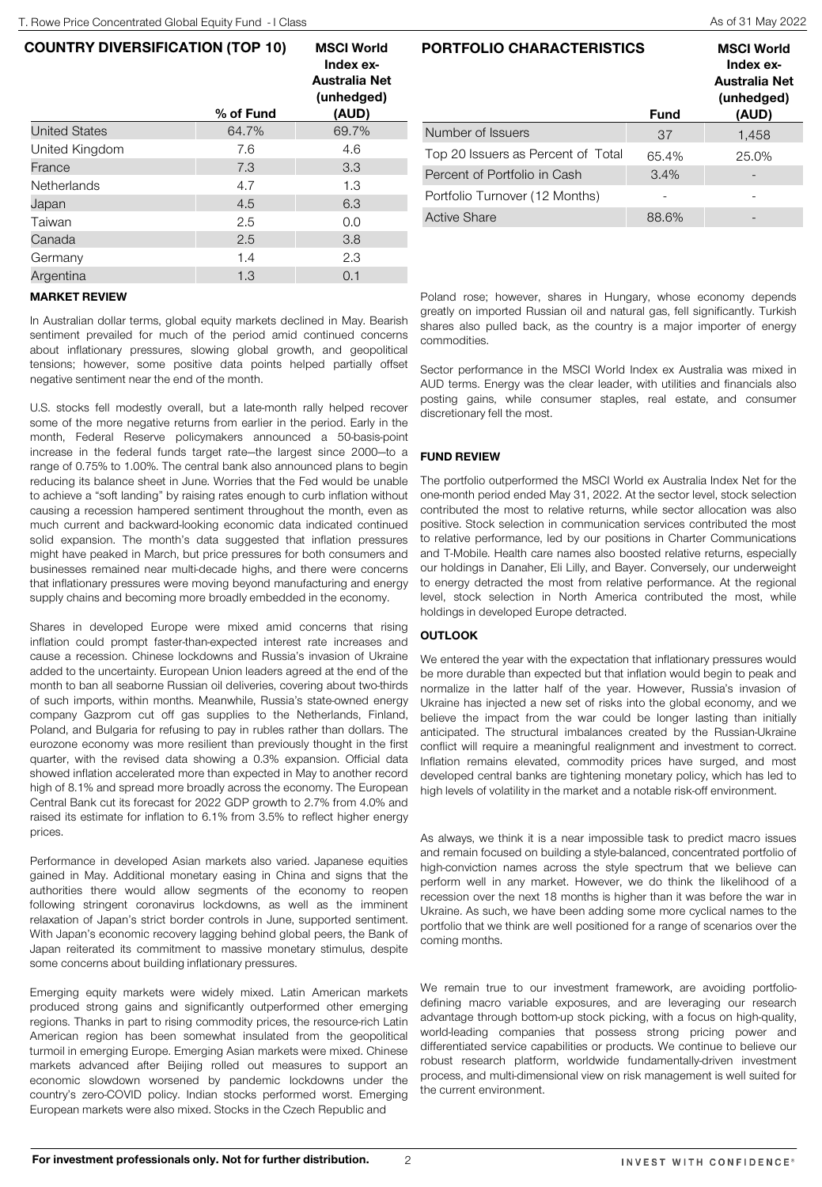## COUNTRY DIVERSIFICATION (TOP 10)

| | % of Fund | MSCI World Index ex-Australia Net (unhedged) (AUD) |
|---|---|---|
| United States | 64.7% | 69.7% |
| United Kingdom | 7.6 | 4.6 |
| France | 7.3 | 3.3 |
| Netherlands | 4.7 | 1.3 |
| Japan | 4.5 | 6.3 |
| Taiwan | 2.5 | 0.0 |
| Canada | 2.5 | 3.8 |
| Germany | 1.4 | 2.3 |
| Argentina | 1.3 | 0.1 |

## PORTFOLIO CHARACTERISTICS

| | Fund | MSCI World Index ex-Australia Net (unhedged) (AUD) |
|---|---|---|
| Number of Issuers | 37 | 1,458 |
| Top 20 Issuers as Percent of Total | 65.4% | 25.0% |
| Percent of Portfolio in Cash | 3.4% | - |
| Portfolio Turnover (12 Months) | - | - |
| Active Share | 88.6% | - |

### MARKET REVIEW

In Australian dollar terms, global equity markets declined in May. Bearish sentiment prevailed for much of the period amid continued concerns about inflationary pressures, slowing global growth, and geopolitical tensions; however, some positive data points helped partially offset negative sentiment near the end of the month.

U.S. stocks fell modestly overall, but a late-month rally helped recover some of the more negative returns from earlier in the period. Early in the month, Federal Reserve policymakers announced a 50-basis-point increase in the federal funds target rate—the largest since 2000—to a range of 0.75% to 1.00%. The central bank also announced plans to begin reducing its balance sheet in June. Worries that the Fed would be unable to achieve a "soft landing" by raising rates enough to curb inflation without causing a recession hampered sentiment throughout the month, even as much current and backward-looking economic data indicated continued solid expansion. The month's data suggested that inflation pressures might have peaked in March, but price pressures for both consumers and businesses remained near multi-decade highs, and there were concerns that inflationary pressures were moving beyond manufacturing and energy supply chains and becoming more broadly embedded in the economy.

Shares in developed Europe were mixed amid concerns that rising inflation could prompt faster-than-expected interest rate increases and cause a recession. Chinese lockdowns and Russia's invasion of Ukraine added to the uncertainty. European Union leaders agreed at the end of the month to ban all seaborne Russian oil deliveries, covering about two-thirds of such imports, within months. Meanwhile, Russia's state-owned energy company Gazprom cut off gas supplies to the Netherlands, Finland, Poland, and Bulgaria for refusing to pay in rubles rather than dollars. The eurozone economy was more resilient than previously thought in the first quarter, with the revised data showing a 0.3% expansion. Official data showed inflation accelerated more than expected in May to another record high of 8.1% and spread more broadly across the economy. The European Central Bank cut its forecast for 2022 GDP growth to 2.7% from 4.0% and raised its estimate for inflation to 6.1% from 3.5% to reflect higher energy prices.

Performance in developed Asian markets also varied. Japanese equities gained in May. Additional monetary easing in China and signs that the authorities there would allow segments of the economy to reopen following stringent coronavirus lockdowns, as well as the imminent relaxation of Japan's strict border controls in June, supported sentiment. With Japan's economic recovery lagging behind global peers, the Bank of Japan reiterated its commitment to massive monetary stimulus, despite some concerns about building inflationary pressures.

Emerging equity markets were widely mixed. Latin American markets produced strong gains and significantly outperformed other emerging regions. Thanks in part to rising commodity prices, the resource-rich Latin American region has been somewhat insulated from the geopolitical turmoil in emerging Europe. Emerging Asian markets were mixed. Chinese markets advanced after Beijing rolled out measures to support an economic slowdown worsened by pandemic lockdowns under the country's zero-COVID policy. Indian stocks performed worst. Emerging European markets were also mixed. Stocks in the Czech Republic and Poland rose; however, shares in Hungary, whose economy depends greatly on imported Russian oil and natural gas, fell significantly. Turkish shares also pulled back, as the country is a major importer of energy commodities.

Sector performance in the MSCI World Index ex Australia was mixed in AUD terms. Energy was the clear leader, with utilities and financials also posting gains, while consumer staples, real estate, and consumer discretionary fell the most.

### FUND REVIEW

The portfolio outperformed the MSCI World ex Australia Index Net for the one-month period ended May 31, 2022. At the sector level, stock selection contributed the most to relative returns, while sector allocation was also positive. Stock selection in communication services contributed the most to relative performance, led by our positions in Charter Communications and T-Mobile. Health care names also boosted relative returns, especially our holdings in Danaher, Eli Lilly, and Bayer. Conversely, our underweight to energy detracted the most from relative performance. At the regional level, stock selection in North America contributed the most, while holdings in developed Europe detracted.

### OUTLOOK

We entered the year with the expectation that inflationary pressures would be more durable than expected but that inflation would begin to peak and normalize in the latter half of the year. However, Russia's invasion of Ukraine has injected a new set of risks into the global economy, and we believe the impact from the war could be longer lasting than initially anticipated. The structural imbalances created by the Russian-Ukraine conflict will require a meaningful realignment and investment to correct. Inflation remains elevated, commodity prices have surged, and most developed central banks are tightening monetary policy, which has led to high levels of volatility in the market and a notable risk-off environment.

As always, we think it is a near impossible task to predict macro issues and remain focused on building a style-balanced, concentrated portfolio of high-conviction names across the style spectrum that we believe can perform well in any market. However, we do think the likelihood of a recession over the next 18 months is higher than it was before the war in Ukraine. As such, we have been adding some more cyclical names to the portfolio that we think are well positioned for a range of scenarios over the coming months.

We remain true to our investment framework, are avoiding portfolio-defining macro variable exposures, and are leveraging our research advantage through bottom-up stock picking, with a focus on high-quality, world-leading companies that possess strong pricing power and differentiated service capabilities or products. We continue to believe our robust research platform, worldwide fundamentally-driven investment process, and multi-dimensional view on risk management is well suited for the current environment.

**For investment professionals only. Not for further distribution.**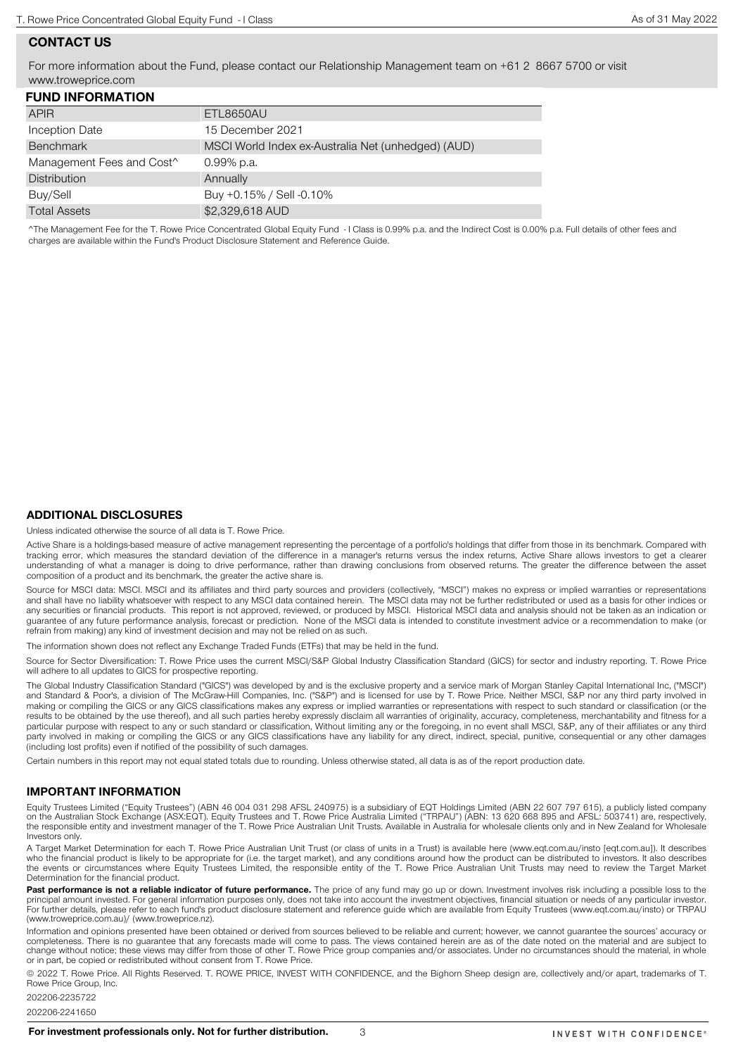## CONTACT US

For more information about the Fund, please contact our Relationship Management team on +61 2 8667 5700 or visit www.troweprice.com

## FUND INFORMATION

| | |
|---|---|
| APIR | ETL8650AU |
| Inception Date | 15 December 2021 |
| Benchmark | MSCI World Index ex-Australia Net (unhedged) (AUD) |
| Management Fees and Cost^ | 0.99% p.a. |
| Distribution | Annually |
| Buy/Sell | Buy +0.15% / Sell -0.10% |
| Total Assets | $2,329,618 AUD |

^The Management Fee for the T. Rowe Price Concentrated Global Equity Fund - I Class is 0.99% p.a. and the Indirect Cost is 0.00% p.a. Full details of other fees and charges are available within the Fund's Product Disclosure Statement and Reference Guide.

## ADDITIONAL DISCLOSURES

Unless indicated otherwise the source of all data is T. Rowe Price.

Active Share is a holdings-based measure of active management representing the percentage of a portfolio's holdings that differ from those in its benchmark. Compared with tracking error, which measures the standard deviation of the difference in a manager's returns versus the index returns, Active Share allows investors to get a clearer understanding of what a manager is doing to drive performance, rather than drawing conclusions from observed returns. The greater the difference between the asset composition of a product and its benchmark, the greater the active share is.

Source for MSCI data: MSCI. MSCI and its affiliates and third party sources and providers (collectively, "MSCI") makes no express or implied warranties or representations and shall have no liability whatsoever with respect to any MSCI data contained herein. The MSCI data may not be further redistributed or used as a basis for other indices or any securities or financial products. This report is not approved, reviewed, or produced by MSCI. Historical MSCI data and analysis should not be taken as an indication or guarantee of any future performance analysis, forecast or prediction. None of the MSCI data is intended to constitute investment advice or a recommendation to make (or refrain from making) any kind of investment decision and may not be relied on as such.

The information shown does not reflect any Exchange Traded Funds (ETFs) that may be held in the fund.

Source for Sector Diversification: T. Rowe Price uses the current MSCI/S&P Global Industry Classification Standard (GICS) for sector and industry reporting. T. Rowe Price will adhere to all updates to GICS for prospective reporting.

The Global Industry Classification Standard ("GICS") was developed by and is the exclusive property and a service mark of Morgan Stanley Capital International Inc, ("MSCI") and Standard & Poor's, a division of The McGraw-Hill Companies, Inc. ("S&P") and is licensed for use by T. Rowe Price. Neither MSCI, S&P nor any third party involved in making or compiling the GICS or any GICS classifications makes any express or implied warranties or representations with respect to such standard or classification (or the results to be obtained by the use thereof), and all such parties hereby expressly disclaim all warranties of originality, accuracy, completeness, merchantability and fitness for a particular purpose with respect to any or such standard or classification, Without limiting any or the foregoing, in no event shall MSCI, S&P, any of their affiliates or any third party involved in making or compiling the GICS or any GICS classifications have any liability for any direct, indirect, special, punitive, consequential or any other damages (including lost profits) even if notified of the possibility of such damages.

Certain numbers in this report may not equal stated totals due to rounding. Unless otherwise stated, all data is as of the report production date.

## IMPORTANT INFORMATION

Equity Trustees Limited ("Equity Trustees") (ABN 46 004 031 298 AFSL 240975) is a subsidiary of EQT Holdings Limited (ABN 22 607 797 615), a publicly listed company on the Australian Stock Exchange (ASX:EQT). Equity Trustees and T. Rowe Price Australia Limited ("TRPAU") (ABN: 13 620 668 895 and AFSL: 503741) are, respectively, the responsible entity and investment manager of the T. Rowe Price Australian Unit Trusts. Available in Australia for wholesale clients only and in New Zealand for Wholesale Investors only.

A Target Market Determination for each T. Rowe Price Australian Unit Trust (or class of units in a Trust) is available here (www.eqt.com.au/insto [eqt.com.au]). It describes who the financial product is likely to be appropriate for (i.e. the target market), and any conditions around how the product can be distributed to investors. It also describes the events or circumstances where Equity Trustees Limited, the responsible entity of the T. Rowe Price Australian Unit Trusts may need to review the Target Market Determination for the financial product.

**Past performance is not a reliable indicator of future performance.** The price of any fund may go up or down. Investment involves risk including a possible loss to the principal amount invested. For general information purposes only, does not take into account the investment objectives, financial situation or needs of any particular investor. For further details, please refer to each fund's product disclosure statement and reference guide which are available from Equity Trustees (www.eqt.com.au/insto) or TRPAU (www.troweprice.com.au)/ (www.troweprice.nz).

Information and opinions presented have been obtained or derived from sources believed to be reliable and current; however, we cannot guarantee the sources' accuracy or completeness. There is no guarantee that any forecasts made will come to pass. The views contained herein are as of the date noted on the material and are subject to change without notice; these views may differ from those of other T. Rowe Price group companies and/or associates. Under no circumstances should the material, in whole or in part, be copied or redistributed without consent from T. Rowe Price.

© 2022 T. Rowe Price. All Rights Reserved. T. ROWE PRICE, INVEST WITH CONFIDENCE, and the Bighorn Sheep design are, collectively and/or apart, trademarks of T. Rowe Price Group, Inc.

202206-2235722

202206-2241650

**For investment professionals only. Not for further distribution.**